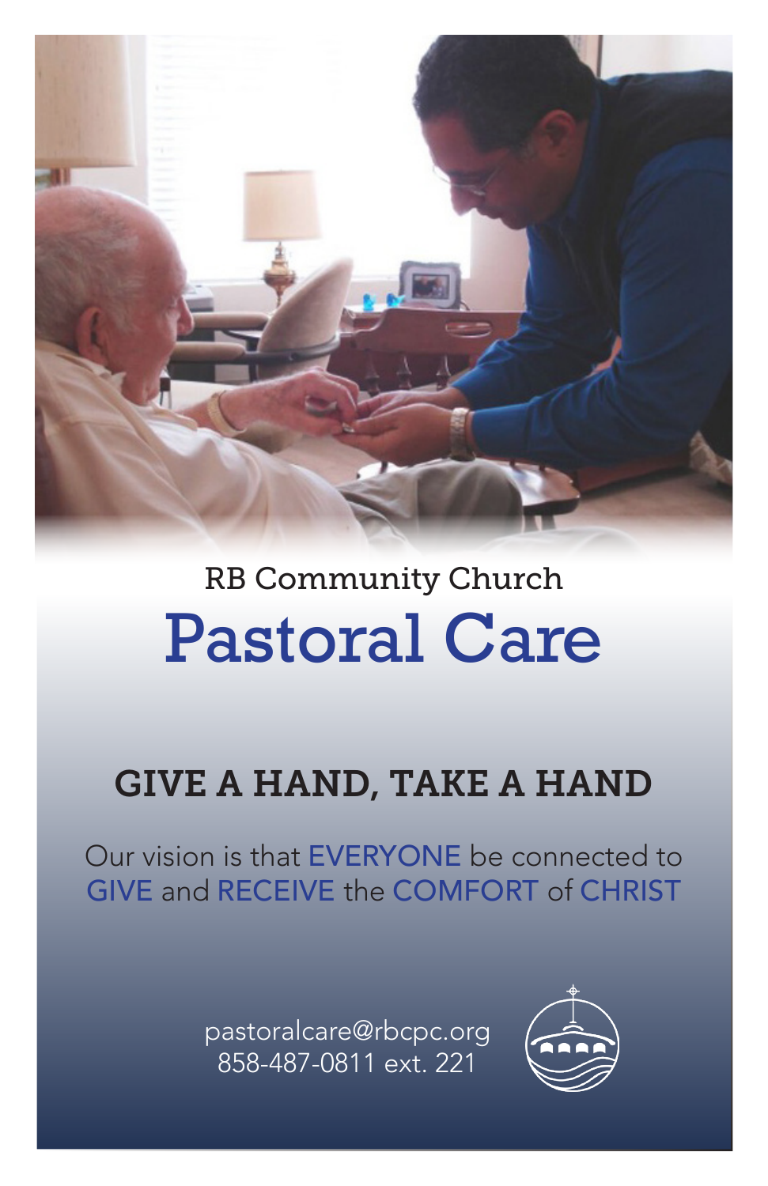RB Community Church

# Pastoral Care

## GIVE A HAND, TAKE A HAND

Our vision is that EVERYONE be connected to GIVE and RECEIVE the COMFORT of CHRIST

pastoralcare@rbcpc.org
858-487-0811 ext. 221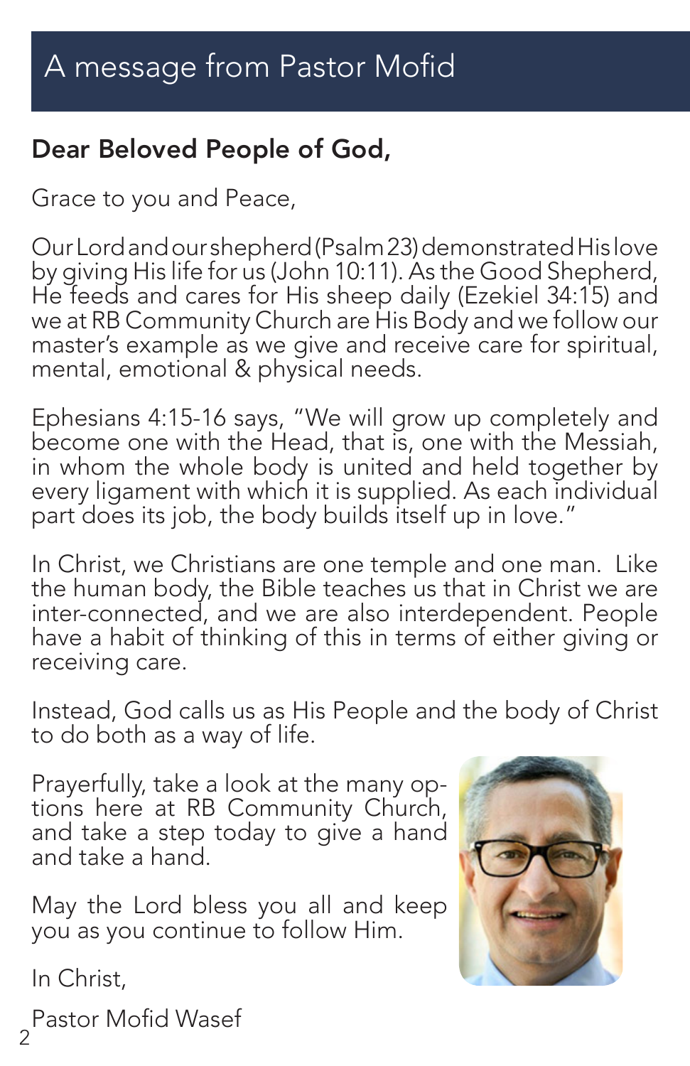# A message from Pastor Mofid

**Dear Beloved People of God,**

Grace to you and Peace,

Our Lord and our shepherd (Psalm 23) demonstrated His love by giving His life for us (John 10:11). As the Good Shepherd, He feeds and cares for His sheep daily (Ezekiel 34:15) and we at RB Community Church are His Body and we follow our master's example as we give and receive care for spiritual, mental, emotional & physical needs.

Ephesians 4:15-16 says, "We will grow up completely and become one with the Head, that is, one with the Messiah, in whom the whole body is united and held together by every ligament with which it is supplied. As each individual part does its job, the body builds itself up in love."

In Christ, we Christians are one temple and one man. Like the human body, the Bible teaches us that in Christ we are inter-connected, and we are also interdependent. People have a habit of thinking of this in terms of either giving or receiving care.

Instead, God calls us as His People and the body of Christ to do both as a way of life.

Prayerfully, take a look at the many options here at RB Community Church, and take a step today to give a hand and take a hand.

May the Lord bless you all and keep you as you continue to follow Him.

In Christ,

Pastor Mofid Wasef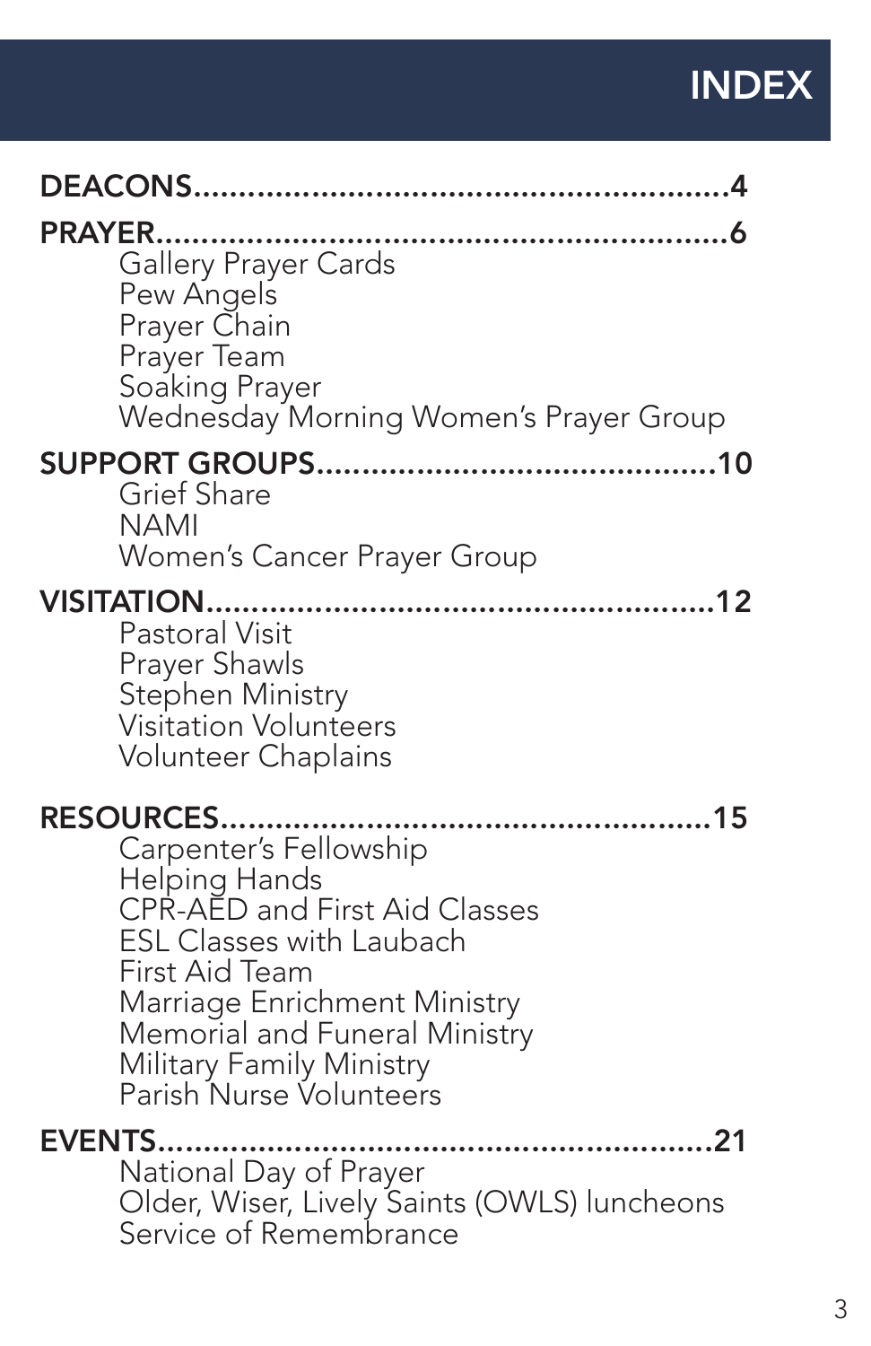# INDEX

**DEACONS**......................................................**4**

**PRAYER**..........................................................**6**

- Gallery Prayer Cards
- Pew Angels
- Prayer Chain
- Prayer Team
- Soaking Prayer
- Wednesday Morning Women's Prayer Group

**SUPPORT GROUPS**.......................................**10**

- Grief Share
- NAMI
- Women's Cancer Prayer Group

**VISITATION**...................................................**12**

- Pastoral Visit
- Prayer Shawls
- Stephen Ministry
- Visitation Volunteers
- Volunteer Chaplains

**RESOURCES**.................................................**15**

- Carpenter's Fellowship
- Helping Hands
- CPR-AED and First Aid Classes
- ESL Classes with Laubach
- First Aid Team
- Marriage Enrichment Ministry
- Memorial and Funeral Ministry
- Military Family Ministry
- Parish Nurse Volunteers

**EVENTS**.........................................................**21**

- National Day of Prayer
- Older, Wiser, Lively Saints (OWLS) luncheons
- Service of Remembrance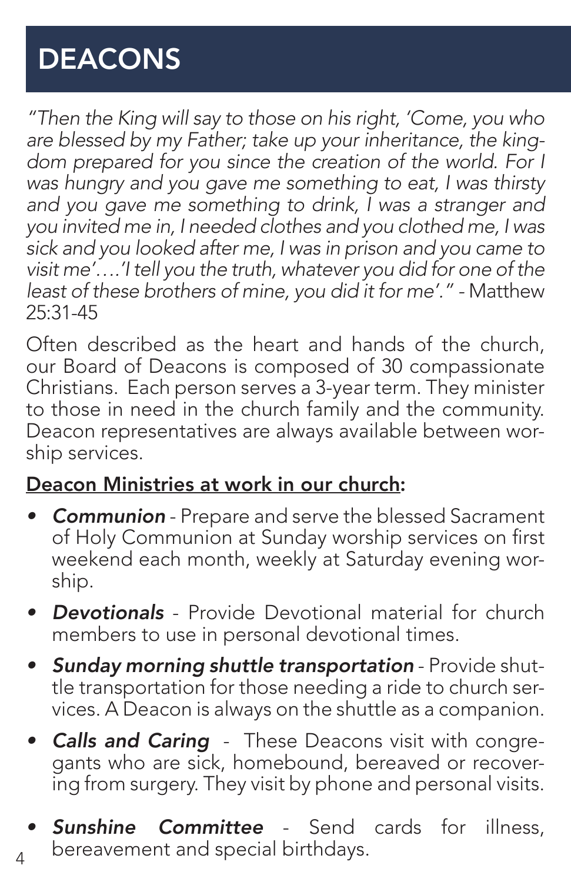# DEACONS

*"Then the King will say to those on his right, 'Come, you who are blessed by my Father; take up your inheritance, the kingdom prepared for you since the creation of the world. For I was hungry and you gave me something to eat, I was thirsty and you gave me something to drink, I was a stranger and you invited me in, I needed clothes and you clothed me, I was sick and you looked after me, I was in prison and you came to visit me'….'I tell you the truth, whatever you did for one of the least of these brothers of mine, you did it for me'."* - Matthew 25:31-45

Often described as the heart and hands of the church, our Board of Deacons is composed of 30 compassionate Christians. Each person serves a 3-year term. They minister to those in need in the church family and the community. Deacon representatives are always available between worship services.

**Deacon Ministries at work in our church:**

- ***Communion*** - Prepare and serve the blessed Sacrament of Holy Communion at Sunday worship services on first weekend each month, weekly at Saturday evening worship.
- ***Devotionals*** - Provide Devotional material for church members to use in personal devotional times.
- ***Sunday morning shuttle transportation*** - Provide shuttle transportation for those needing a ride to church services. A Deacon is always on the shuttle as a companion.
- ***Calls and Caring*** - These Deacons visit with congregants who are sick, homebound, bereaved or recovering from surgery. They visit by phone and personal visits.
- ***Sunshine Committee*** - Send cards for illness, bereavement and special birthdays.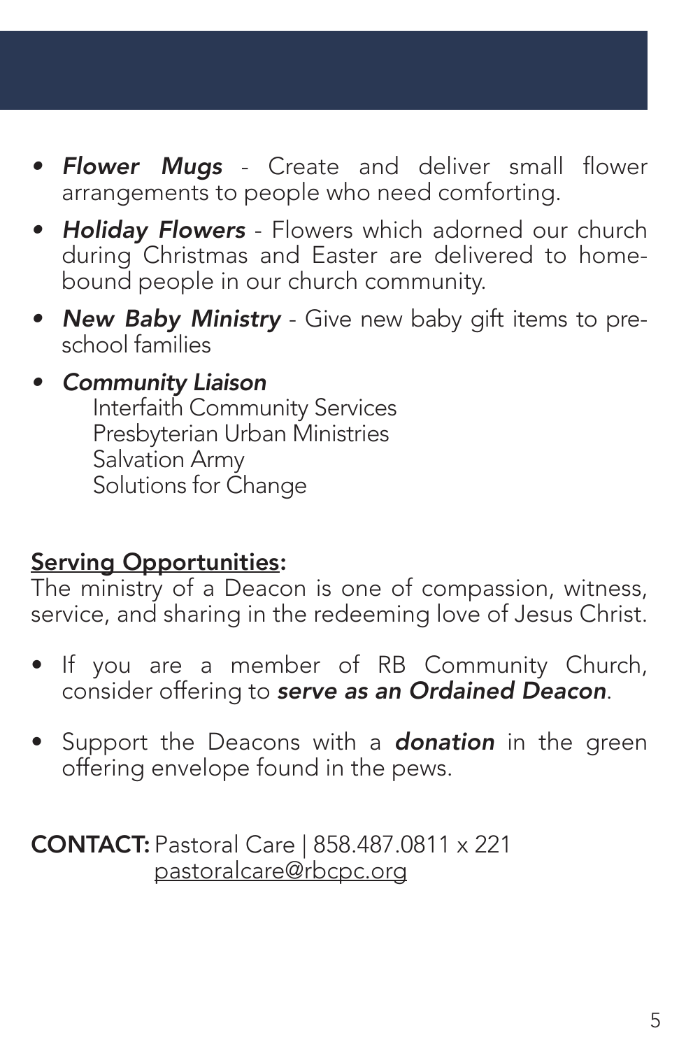- ***Flower Mugs*** - Create and deliver small flower arrangements to people who need comforting.
- ***Holiday Flowers*** - Flowers which adorned our church during Christmas and Easter are delivered to home-bound people in our church community.
- ***New Baby Ministry*** - Give new baby gift items to pre-school families
- ***Community Liaison***
  - Interfaith Community Services
  - Presbyterian Urban Ministries
  - Salvation Army
  - Solutions for Change

**Serving Opportunities:**
The ministry of a Deacon is one of compassion, witness, service, and sharing in the redeeming love of Jesus Christ.

- If you are a member of RB Community Church, consider offering to ***serve as an Ordained Deacon***.
- Support the Deacons with a ***donation*** in the green offering envelope found in the pews.

**CONTACT:** Pastoral Care | 858.487.0811 x 221
pastoralcare@rbcpc.org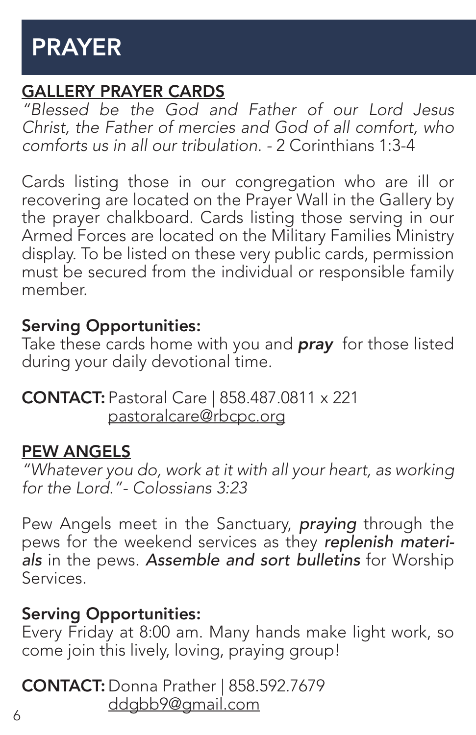# PRAYER

## GALLERY PRAYER CARDS

*"Blessed be the God and Father of our Lord Jesus Christ, the Father of mercies and God of all comfort, who comforts us in all our tribulation.* - 2 Corinthians 1:3-4

Cards listing those in our congregation who are ill or recovering are located on the Prayer Wall in the Gallery by the prayer chalkboard. Cards listing those serving in our Armed Forces are located on the Military Families Ministry display. To be listed on these very public cards, permission must be secured from the individual or responsible family member.

**Serving Opportunities:**
Take these cards home with you and ***pray*** for those listed during your daily devotional time.

**CONTACT:** Pastoral Care | 858.487.0811 x 221
pastoralcare@rbcpc.org

## PEW ANGELS

*"Whatever you do, work at it with all your heart, as working for the Lord."- Colossians 3:23*

Pew Angels meet in the Sanctuary, *praying* through the pews for the weekend services as they *replenish materials* in the pews. *Assemble and sort bulletins* for Worship Services.

**Serving Opportunities:**
Every Friday at 8:00 am. Many hands make light work, so come join this lively, loving, praying group!

**CONTACT:** Donna Prather | 858.592.7679
ddgbb9@gmail.com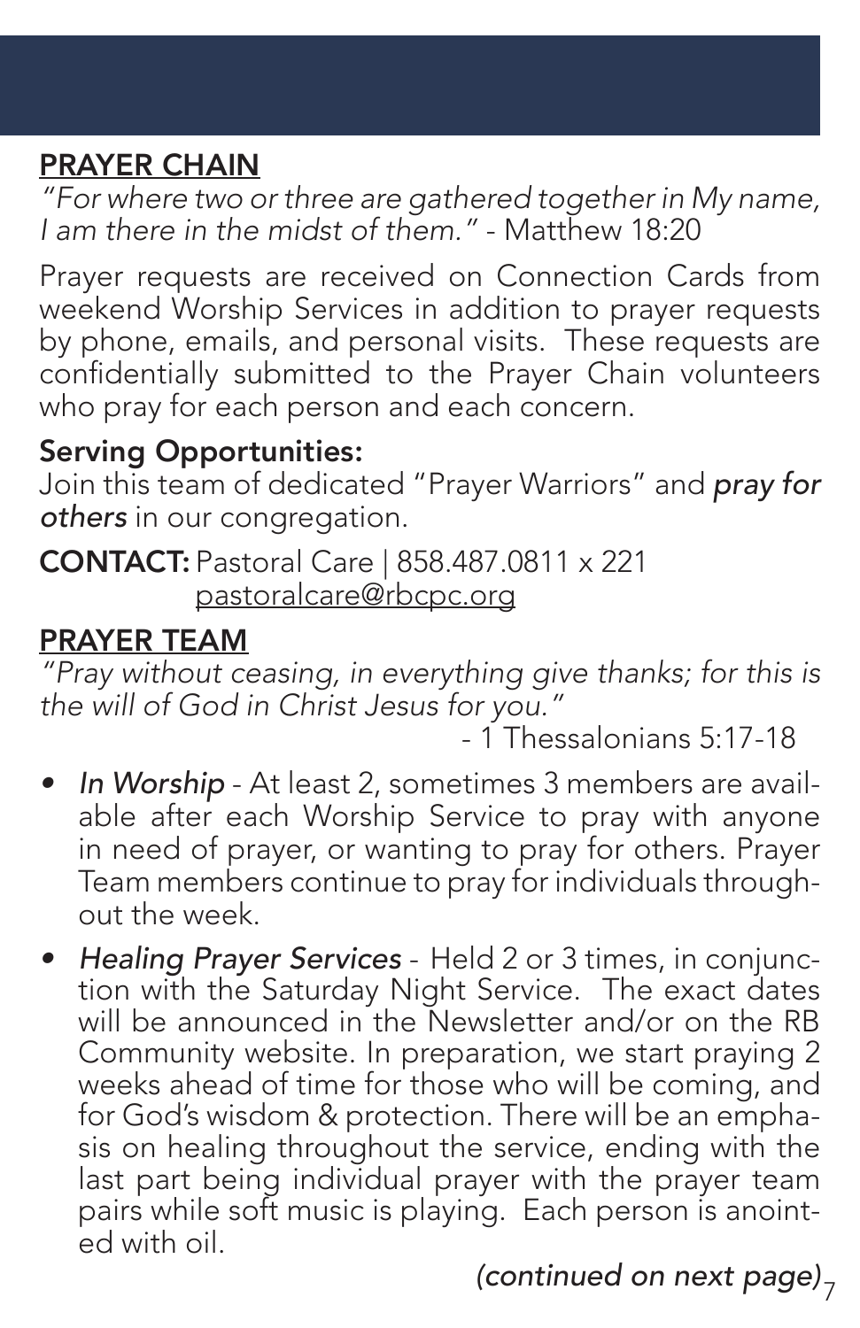## PRAYER CHAIN

*"For where two or three are gathered together in My name, I am there in the midst of them."* - Matthew 18:20

Prayer requests are received on Connection Cards from weekend Worship Services in addition to prayer requests by phone, emails, and personal visits. These requests are confidentially submitted to the Prayer Chain volunteers who pray for each person and each concern.

**Serving Opportunities:**

Join this team of dedicated "Prayer Warriors" and ***pray for others*** in our congregation.

**CONTACT:** Pastoral Care | 858.487.0811 x 221
pastoralcare@rbcpc.org

## PRAYER TEAM

*"Pray without ceasing, in everything give thanks; for this is the will of God in Christ Jesus for you."*

- 1 Thessalonians 5:17-18

- *In Worship* - At least 2, sometimes 3 members are available after each Worship Service to pray with anyone in need of prayer, or wanting to pray for others. Prayer Team members continue to pray for individuals throughout the week.
- *Healing Prayer Services* - Held 2 or 3 times, in conjunction with the Saturday Night Service. The exact dates will be announced in the Newsletter and/or on the RB Community website. In preparation, we start praying 2 weeks ahead of time for those who will be coming, and for God's wisdom & protection. There will be an emphasis on healing throughout the service, ending with the last part being individual prayer with the prayer team pairs while soft music is playing. Each person is anointed with oil.

*(continued on next page)*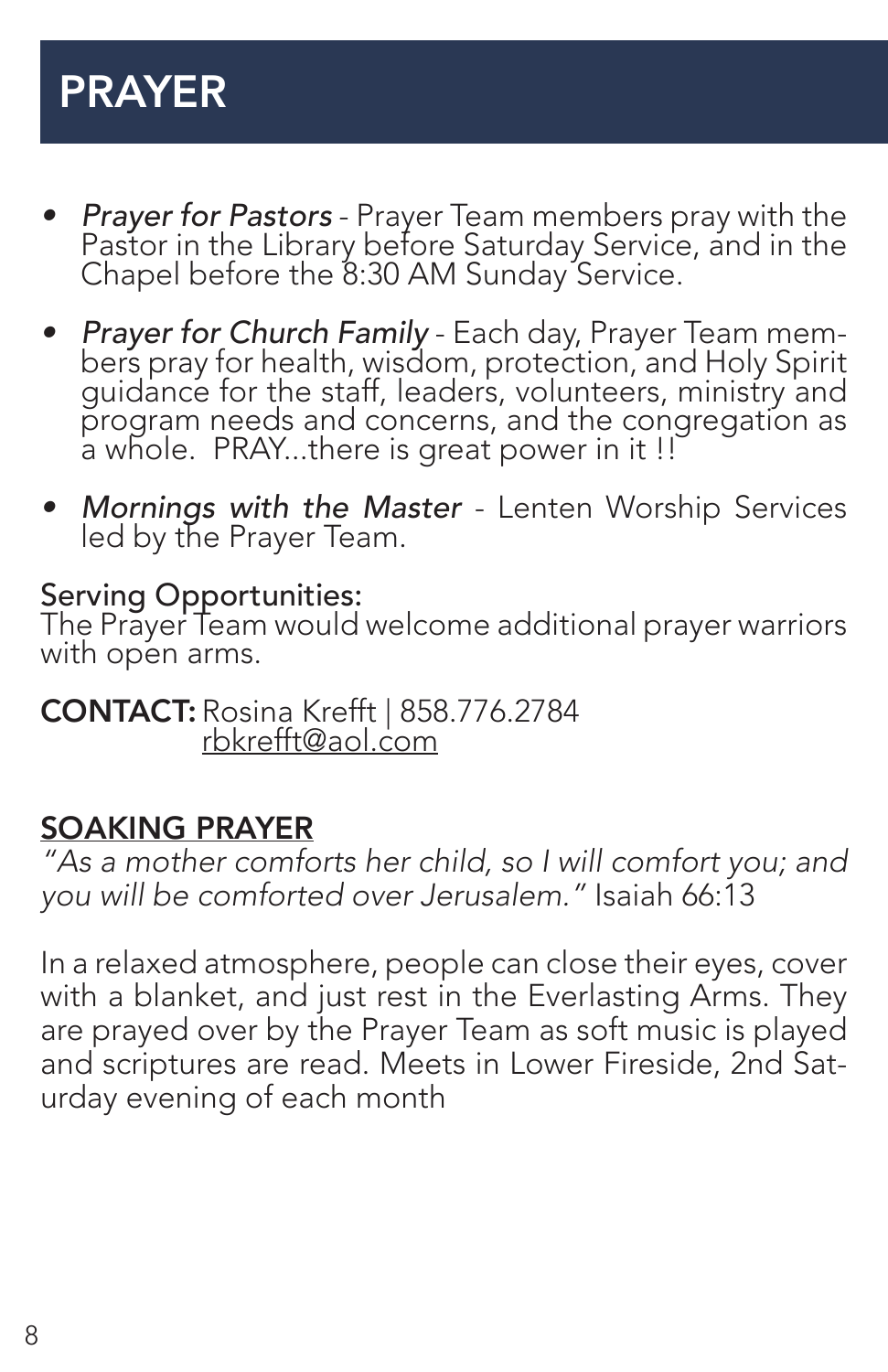# PRAYER

- *Prayer for Pastors* - Prayer Team members pray with the Pastor in the Library before Saturday Service, and in the Chapel before the 8:30 AM Sunday Service.
- *Prayer for Church Family* - Each day, Prayer Team members pray for health, wisdom, protection, and Holy Spirit guidance for the staff, leaders, volunteers, ministry and program needs and concerns, and the congregation as a whole. PRAY...there is great power in it !!
- *Mornings with the Master* - Lenten Worship Services led by the Prayer Team.

Serving Opportunities:
The Prayer Team would welcome additional prayer warriors with open arms.

**CONTACT:** Rosina Krefft | 858.776.2784
rbkrefft@aol.com

## SOAKING PRAYER

*"As a mother comforts her child, so I will comfort you; and you will be comforted over Jerusalem."* Isaiah 66:13

In a relaxed atmosphere, people can close their eyes, cover with a blanket, and just rest in the Everlasting Arms. They are prayed over by the Prayer Team as soft music is played and scriptures are read. Meets in Lower Fireside, 2nd Saturday evening of each month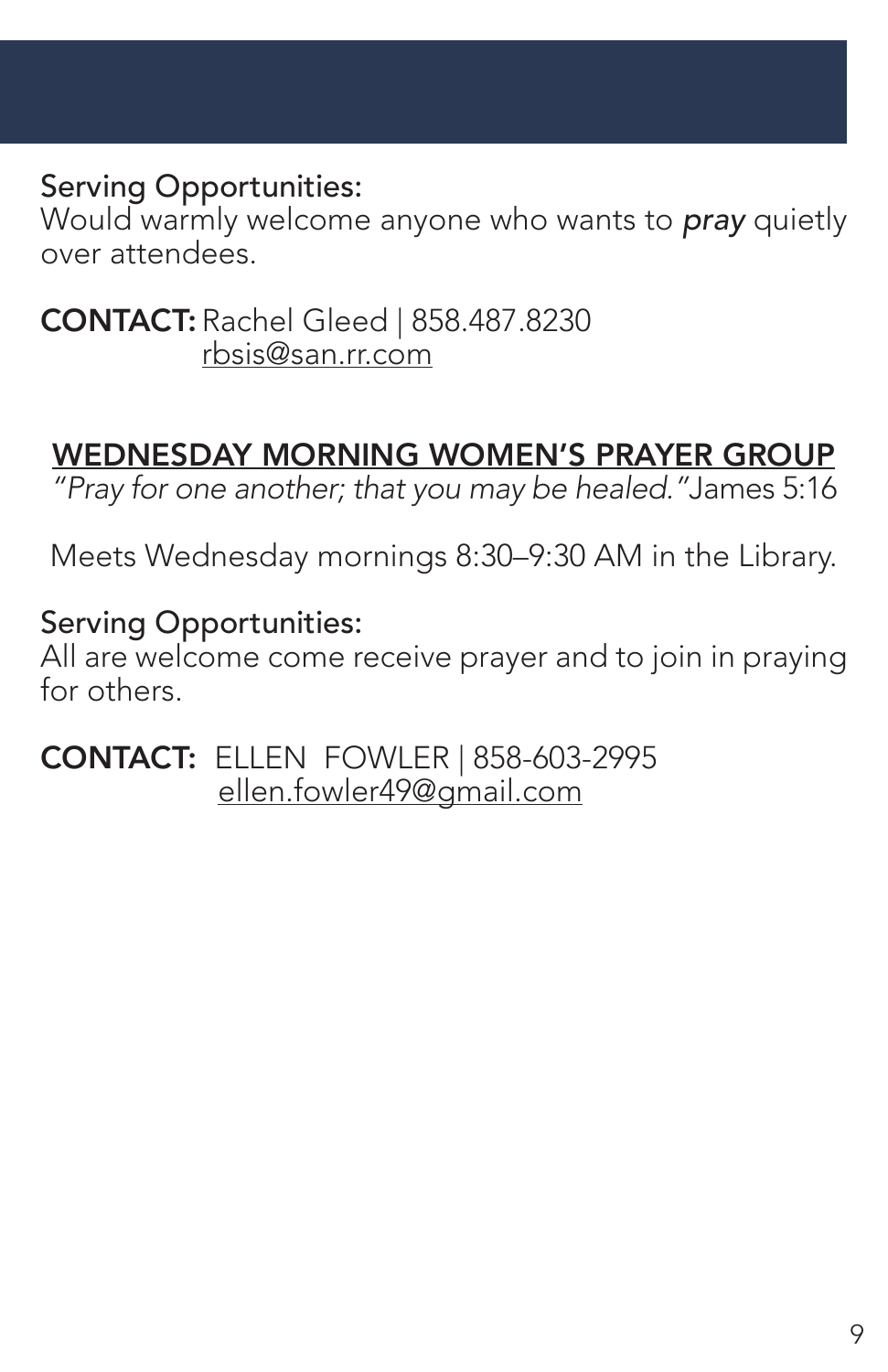Serving Opportunities:
Would warmly welcome anyone who wants to ***pray*** quietly over attendees.

**CONTACT:** Rachel Gleed | 858.487.8230
rbsis@san.rr.com

## WEDNESDAY MORNING WOMEN'S PRAYER GROUP

*"Pray for one another; that you may be healed."* James 5:16

Meets Wednesday mornings 8:30–9:30 AM in the Library.

Serving Opportunities:
All are welcome come receive prayer and to join in praying for others.

**CONTACT:** ELLEN FOWLER | 858-603-2995
ellen.fowler49@gmail.com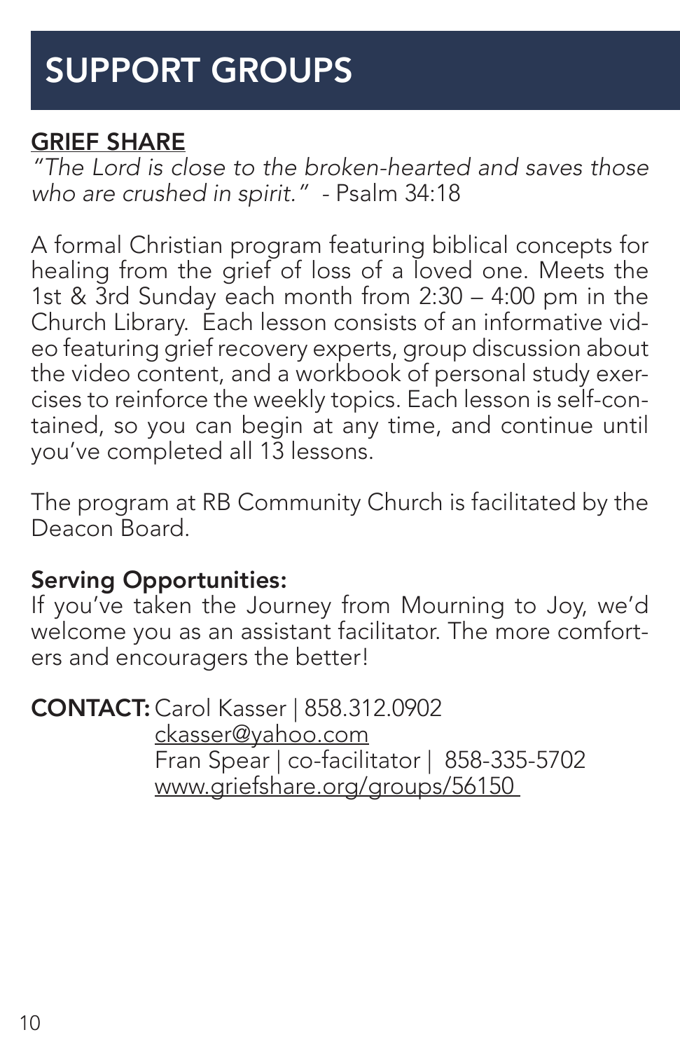# SUPPORT GROUPS

## GRIEF SHARE

*"The Lord is close to the broken-hearted and saves those who are crushed in spirit."* - Psalm 34:18

A formal Christian program featuring biblical concepts for healing from the grief of loss of a loved one. Meets the 1st & 3rd Sunday each month from 2:30 – 4:00 pm in the Church Library. Each lesson consists of an informative video featuring grief recovery experts, group discussion about the video content, and a workbook of personal study exercises to reinforce the weekly topics. Each lesson is self-contained, so you can begin at any time, and continue until you've completed all 13 lessons.

The program at RB Community Church is facilitated by the Deacon Board.

**Serving Opportunities:**
If you've taken the Journey from Mourning to Joy, we'd welcome you as an assistant facilitator. The more comforters and encouragers the better!

**CONTACT:** Carol Kasser | 858.312.0902
ckasser@yahoo.com
Fran Spear | co-facilitator | 858-335-5702
www.griefshare.org/groups/56150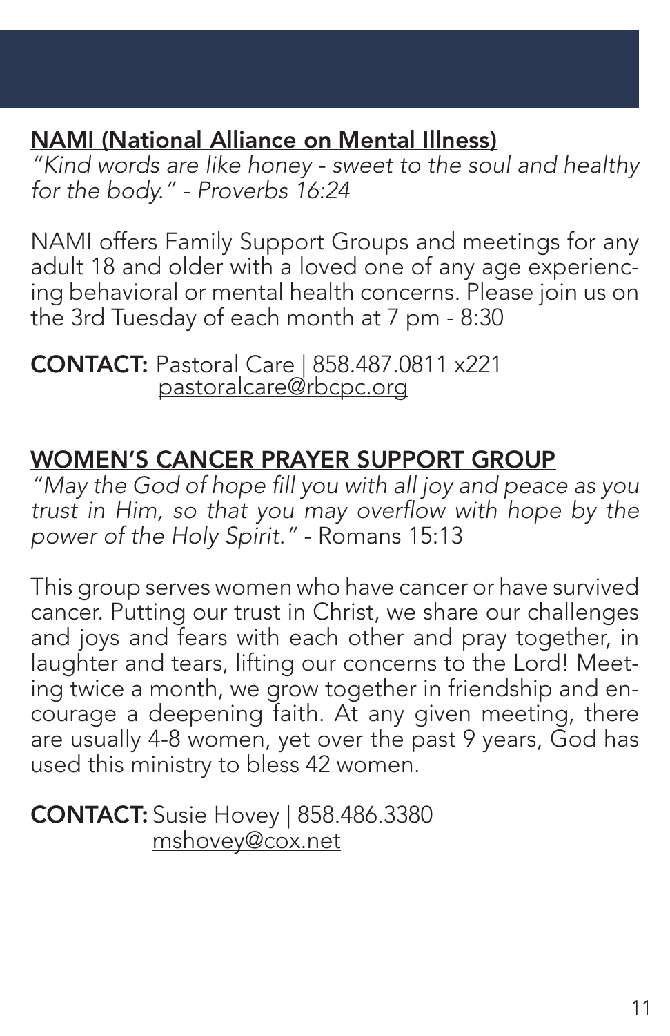## NAMI (National Alliance on Mental Illness)

*"Kind words are like honey - sweet to the soul and healthy for the body." - Proverbs 16:24*

NAMI offers Family Support Groups and meetings for any adult 18 and older with a loved one of any age experiencing behavioral or mental health concerns. Please join us on the 3rd Tuesday of each month at 7 pm - 8:30

**CONTACT:** Pastoral Care | 858.487.0811 x221
pastoralcare@rbcpc.org

## WOMEN'S CANCER PRAYER SUPPORT GROUP

*"May the God of hope fill you with all joy and peace as you trust in Him, so that you may overflow with hope by the power of the Holy Spirit."* - Romans 15:13

This group serves women who have cancer or have survived cancer. Putting our trust in Christ, we share our challenges and joys and fears with each other and pray together, in laughter and tears, lifting our concerns to the Lord! Meeting twice a month, we grow together in friendship and encourage a deepening faith. At any given meeting, there are usually 4-8 women, yet over the past 9 years, God has used this ministry to bless 42 women.

**CONTACT:** Susie Hovey | 858.486.3380
mshovey@cox.net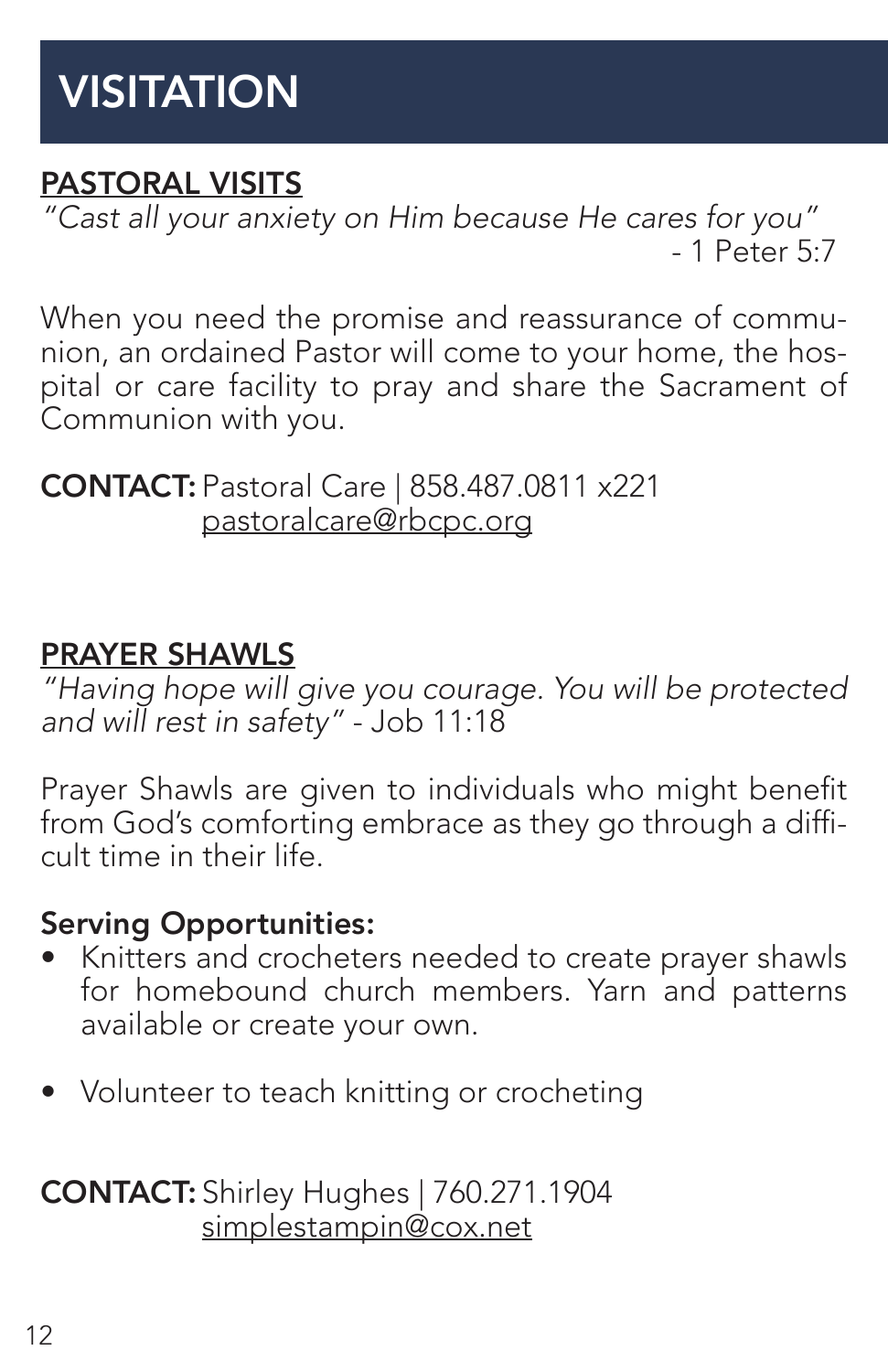# VISITATION

## PASTORAL VISITS

*"Cast all your anxiety on Him because He cares for you"*
- 1 Peter 5:7

When you need the promise and reassurance of communion, an ordained Pastor will come to your home, the hospital or care facility to pray and share the Sacrament of Communion with you.

**CONTACT:** Pastoral Care | 858.487.0811 x221
pastoralcare@rbcpc.org

## PRAYER SHAWLS

*"Having hope will give you courage. You will be protected and will rest in safety"* - Job 11:18

Prayer Shawls are given to individuals who might benefit from God's comforting embrace as they go through a difficult time in their life.

**Serving Opportunities:**

- Knitters and crocheters needed to create prayer shawls for homebound church members. Yarn and patterns available or create your own.
- Volunteer to teach knitting or crocheting

**CONTACT:** Shirley Hughes | 760.271.1904
simplestampin@cox.net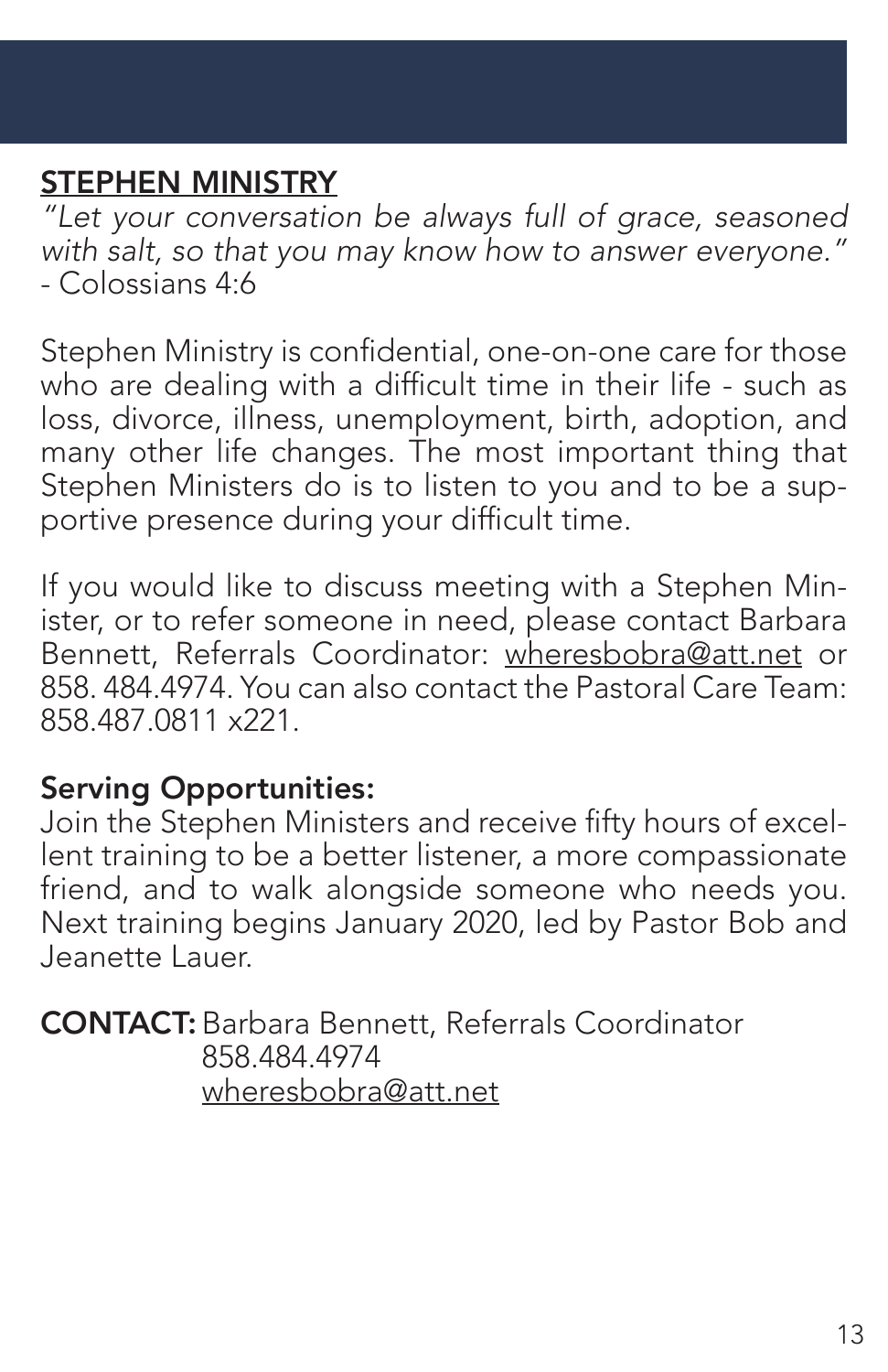## STEPHEN MINISTRY

*"Let your conversation be always full of grace, seasoned with salt, so that you may know how to answer everyone."* - Colossians 4:6

Stephen Ministry is confidential, one-on-one care for those who are dealing with a difficult time in their life - such as loss, divorce, illness, unemployment, birth, adoption, and many other life changes. The most important thing that Stephen Ministers do is to listen to you and to be a supportive presence during your difficult time.

If you would like to discuss meeting with a Stephen Minister, or to refer someone in need, please contact Barbara Bennett, Referrals Coordinator: wheresbobra@att.net or 858. 484.4974. You can also contact the Pastoral Care Team: 858.487.0811 x221.

**Serving Opportunities:**
Join the Stephen Ministers and receive fifty hours of excellent training to be a better listener, a more compassionate friend, and to walk alongside someone who needs you. Next training begins January 2020, led by Pastor Bob and Jeanette Lauer.

**CONTACT:** Barbara Bennett, Referrals Coordinator
858.484.4974
wheresbobra@att.net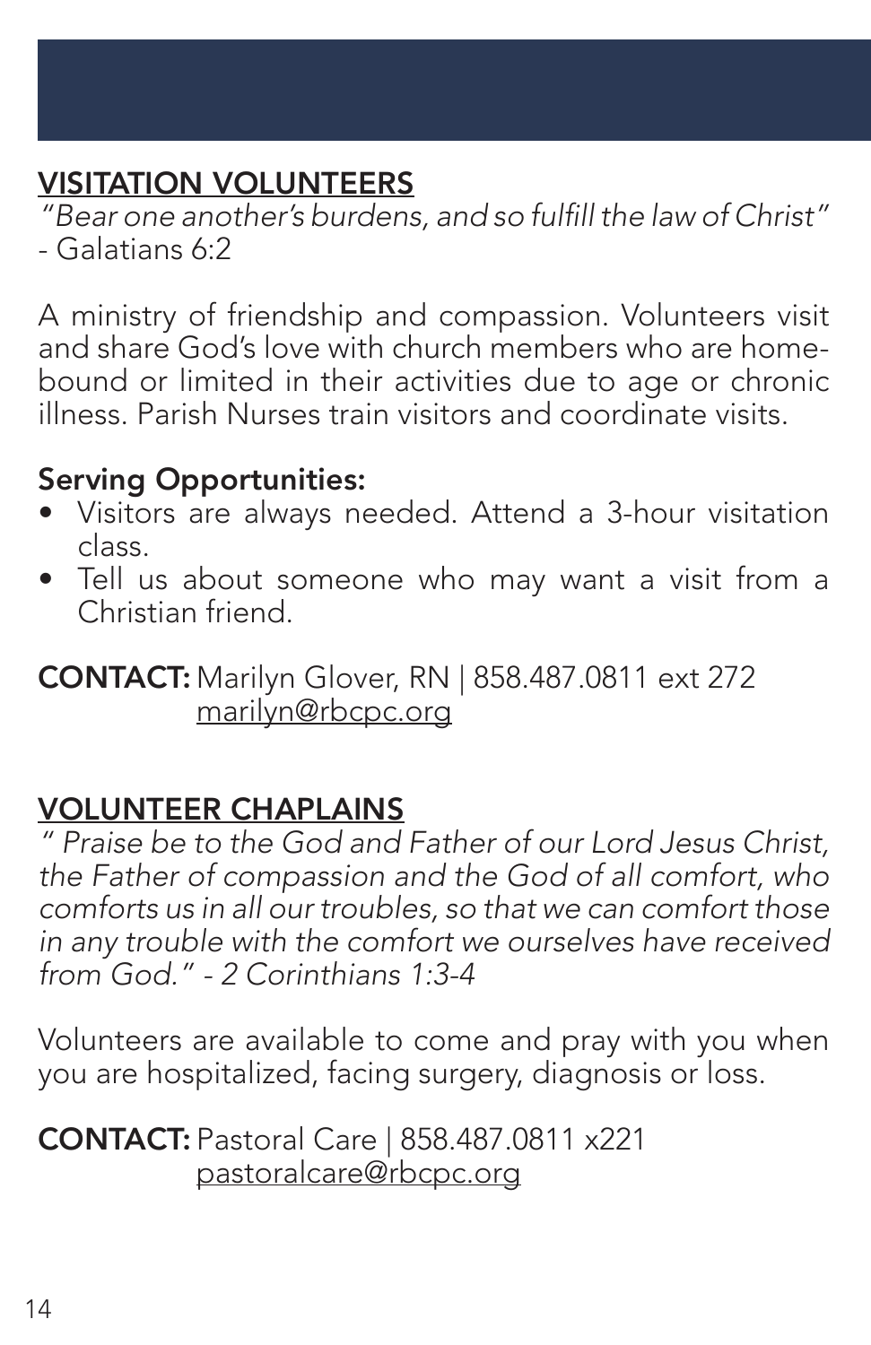## VISITATION VOLUNTEERS

*"Bear one another's burdens, and so fulfill the law of Christ"*
- Galatians 6:2

A ministry of friendship and compassion. Volunteers visit and share God's love with church members who are home-bound or limited in their activities due to age or chronic illness. Parish Nurses train visitors and coordinate visits.

**Serving Opportunities:**

- Visitors are always needed. Attend a 3-hour visitation class.
- Tell us about someone who may want a visit from a Christian friend.

**CONTACT:** Marilyn Glover, RN | 858.487.0811 ext 272
marilyn@rbcpc.org

## VOLUNTEER CHAPLAINS

*" Praise be to the God and Father of our Lord Jesus Christ, the Father of compassion and the God of all comfort, who comforts us in all our troubles, so that we can comfort those in any trouble with the comfort we ourselves have received from God." - 2 Corinthians 1:3-4*

Volunteers are available to come and pray with you when you are hospitalized, facing surgery, diagnosis or loss.

**CONTACT:** Pastoral Care | 858.487.0811 x221
pastoralcare@rbcpc.org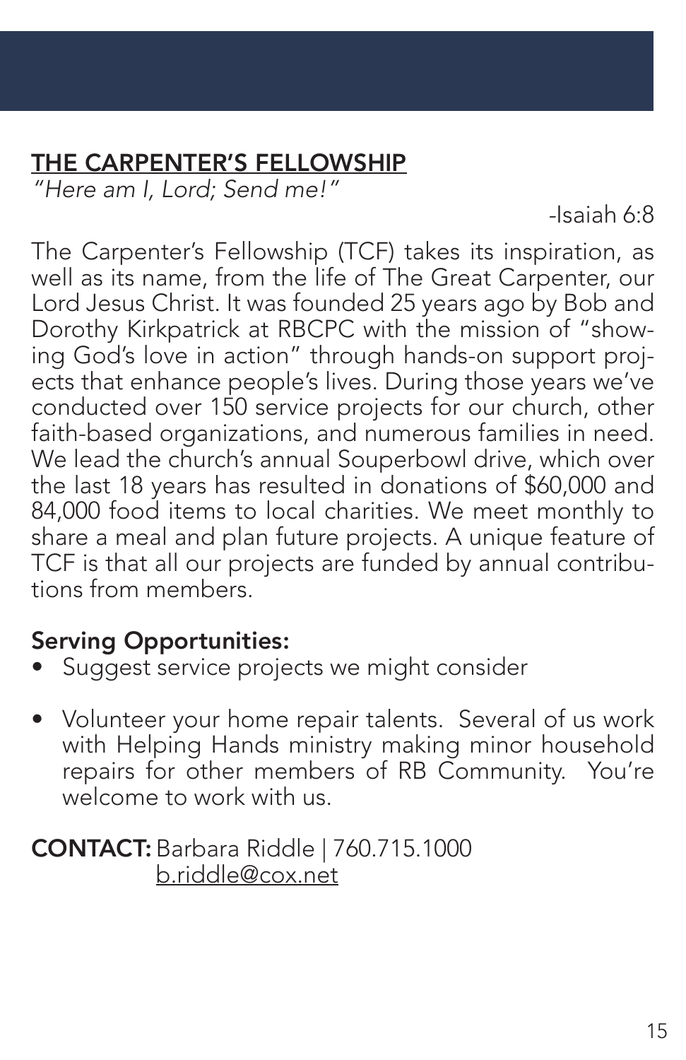## THE CARPENTER'S FELLOWSHIP

*"Here am I, Lord; Send me!"*

-Isaiah 6:8

The Carpenter's Fellowship (TCF) takes its inspiration, as well as its name, from the life of The Great Carpenter, our Lord Jesus Christ. It was founded 25 years ago by Bob and Dorothy Kirkpatrick at RBCPC with the mission of "showing God's love in action" through hands-on support projects that enhance people's lives. During those years we've conducted over 150 service projects for our church, other faith-based organizations, and numerous families in need. We lead the church's annual Souperbowl drive, which over the last 18 years has resulted in donations of $60,000 and 84,000 food items to local charities. We meet monthly to share a meal and plan future projects. A unique feature of TCF is that all our projects are funded by annual contributions from members.

### Serving Opportunities:

- Suggest service projects we might consider
- Volunteer your home repair talents. Several of us work with Helping Hands ministry making minor household repairs for other members of RB Community. You're welcome to work with us.

**CONTACT:** Barbara Riddle | 760.715.1000
b.riddle@cox.net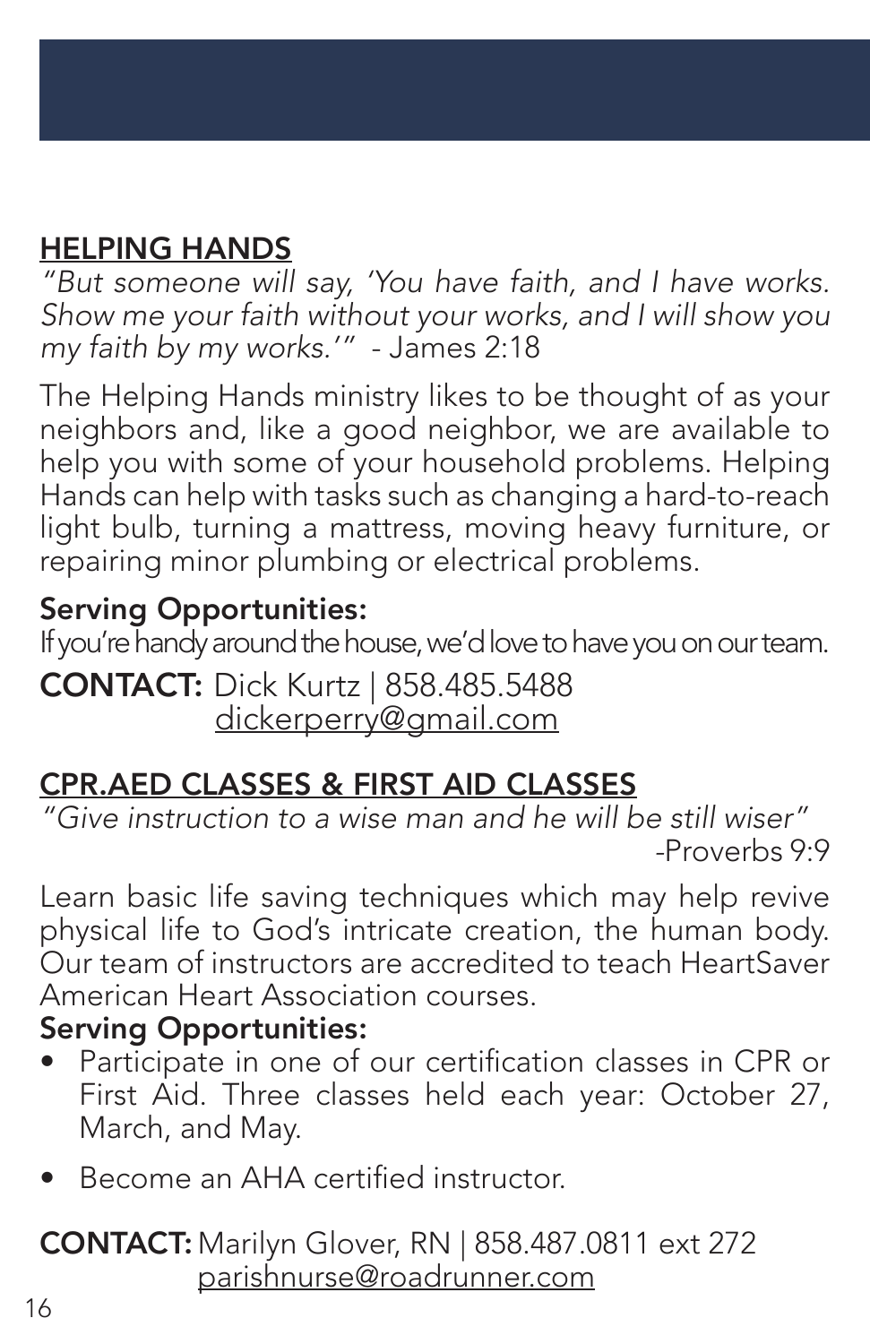## HELPING HANDS

*"But someone will say, 'You have faith, and I have works. Show me your faith without your works, and I will show you my faith by my works.'"* - James 2:18

The Helping Hands ministry likes to be thought of as your neighbors and, like a good neighbor, we are available to help you with some of your household problems. Helping Hands can help with tasks such as changing a hard-to-reach light bulb, turning a mattress, moving heavy furniture, or repairing minor plumbing or electrical problems.

**Serving Opportunities:**

If you're handy around the house, we'd love to have you on our team.

**CONTACT:** Dick Kurtz | 858.485.5488
dickerperry@gmail.com

## CPR.AED CLASSES & FIRST AID CLASSES

*"Give instruction to a wise man and he will be still wiser"* -Proverbs 9:9

Learn basic life saving techniques which may help revive physical life to God's intricate creation, the human body. Our team of instructors are accredited to teach HeartSaver American Heart Association courses.

**Serving Opportunities:**

- Participate in one of our certification classes in CPR or First Aid. Three classes held each year: October 27, March, and May.
- Become an AHA certified instructor.

**CONTACT:** Marilyn Glover, RN | 858.487.0811 ext 272
parishnurse@roadrunner.com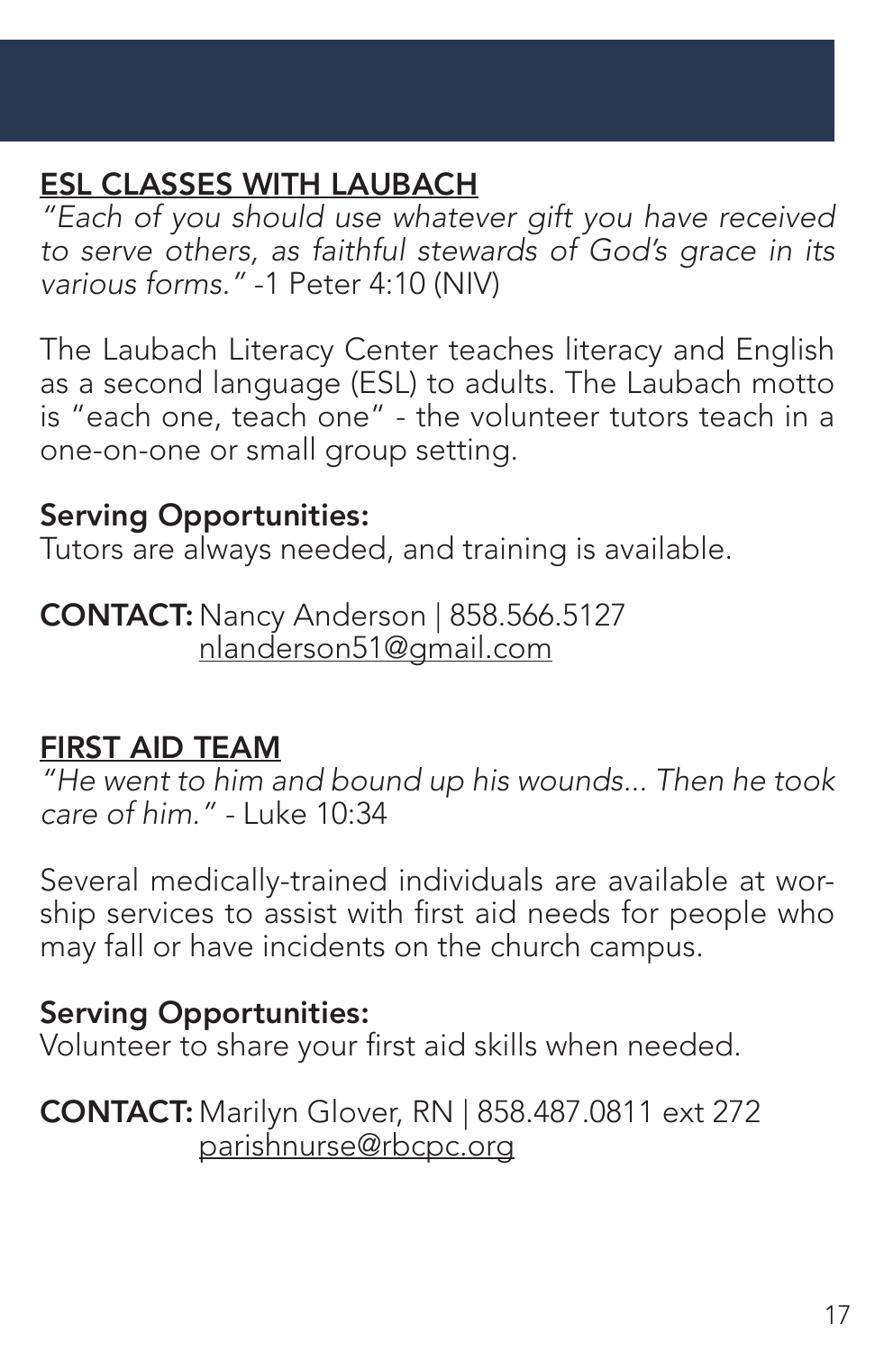## ESL CLASSES WITH LAUBACH

*"Each of you should use whatever gift you have received to serve others, as faithful stewards of God's grace in its various forms."* -1 Peter 4:10 (NIV)

The Laubach Literacy Center teaches literacy and English as a second language (ESL) to adults. The Laubach motto is "each one, teach one" - the volunteer tutors teach in a one-on-one or small group setting.

**Serving Opportunities:**
Tutors are always needed, and training is available.

**CONTACT:** Nancy Anderson | 858.566.5127
nlanderson51@gmail.com

## FIRST AID TEAM

*"He went to him and bound up his wounds... Then he took care of him."* - Luke 10:34

Several medically-trained individuals are available at worship services to assist with first aid needs for people who may fall or have incidents on the church campus.

**Serving Opportunities:**
Volunteer to share your first aid skills when needed.

**CONTACT:** Marilyn Glover, RN | 858.487.0811 ext 272
parishnurse@rbcpc.org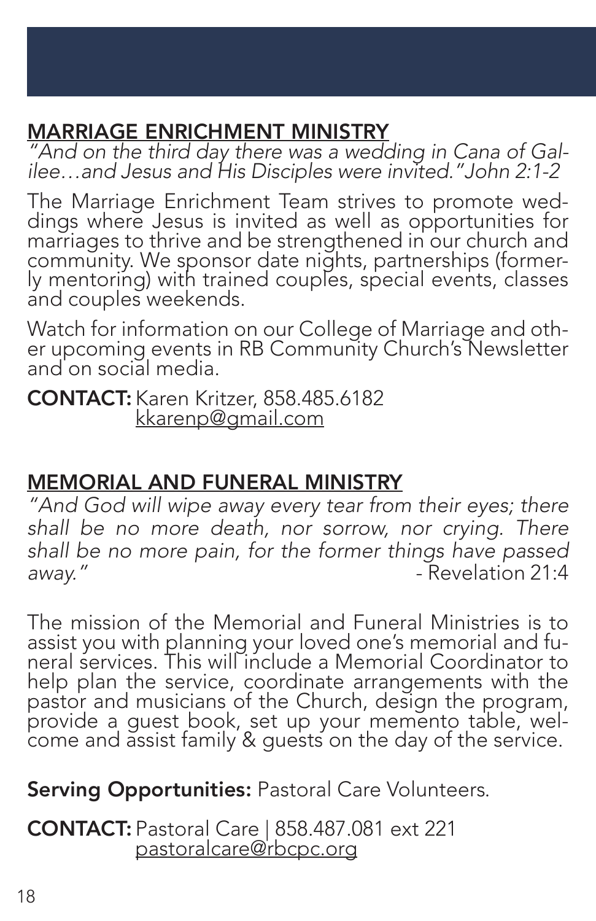## MARRIAGE ENRICHMENT MINISTRY

*"And on the third day there was a wedding in Cana of Galilee…and Jesus and His Disciples were invited." John 2:1-2*

The Marriage Enrichment Team strives to promote weddings where Jesus is invited as well as opportunities for marriages to thrive and be strengthened in our church and community. We sponsor date nights, partnerships (formerly mentoring) with trained couples, special events, classes and couples weekends.

Watch for information on our College of Marriage and other upcoming events in RB Community Church's Newsletter and on social media.

**CONTACT:** Karen Kritzer, 858.485.6182
kkarenp@gmail.com

## MEMORIAL AND FUNERAL MINISTRY

*"And God will wipe away every tear from their eyes; there shall be no more death, nor sorrow, nor crying. There shall be no more pain, for the former things have passed away."* - Revelation 21:4

The mission of the Memorial and Funeral Ministries is to assist you with planning your loved one's memorial and funeral services. This will include a Memorial Coordinator to help plan the service, coordinate arrangements with the pastor and musicians of the Church, design the program, provide a guest book, set up your memento table, welcome and assist family & guests on the day of the service.

**Serving Opportunities:** Pastoral Care Volunteers.

**CONTACT:** Pastoral Care | 858.487.081 ext 221
pastoralcare@rbcpc.org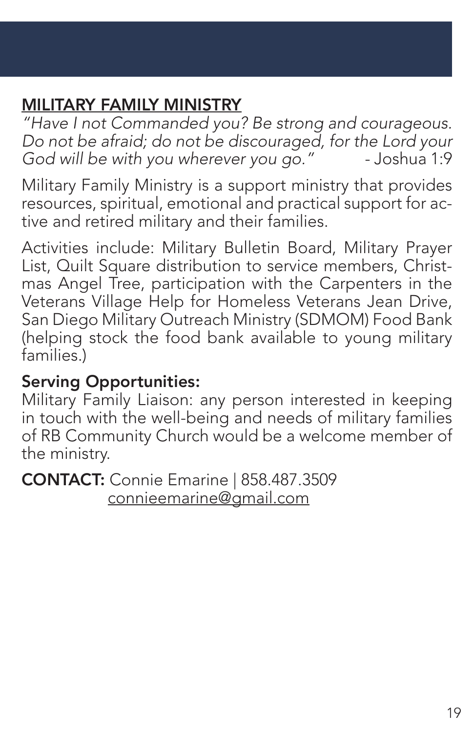## MILITARY FAMILY MINISTRY

*"Have I not Commanded you? Be strong and courageous. Do not be afraid; do not be discouraged, for the Lord your God will be with you wherever you go."* - Joshua 1:9

Military Family Ministry is a support ministry that provides resources, spiritual, emotional and practical support for active and retired military and their families.

Activities include: Military Bulletin Board, Military Prayer List, Quilt Square distribution to service members, Christmas Angel Tree, participation with the Carpenters in the Veterans Village Help for Homeless Veterans Jean Drive, San Diego Military Outreach Ministry (SDMOM) Food Bank (helping stock the food bank available to young military families.)

**Serving Opportunities:**
Military Family Liaison: any person interested in keeping in touch with the well-being and needs of military families of RB Community Church would be a welcome member of the ministry.

**CONTACT:** Connie Emarine | 858.487.3509
connieemarine@gmail.com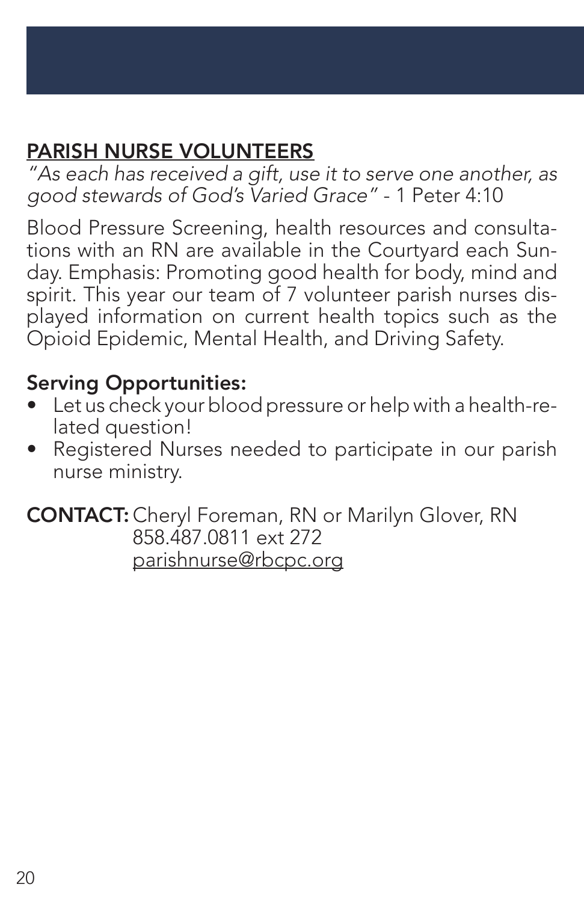## PARISH NURSE VOLUNTEERS

*"As each has received a gift, use it to serve one another, as good stewards of God's Varied Grace"* - 1 Peter 4:10

Blood Pressure Screening, health resources and consultations with an RN are available in the Courtyard each Sunday. Emphasis: Promoting good health for body, mind and spirit. This year our team of 7 volunteer parish nurses displayed information on current health topics such as the Opioid Epidemic, Mental Health, and Driving Safety.

**Serving Opportunities:**

- Let us check your blood pressure or help with a health-related question!
- Registered Nurses needed to participate in our parish nurse ministry.

**CONTACT:** Cheryl Foreman, RN or Marilyn Glover, RN
858.487.0811 ext 272
parishnurse@rbcpc.org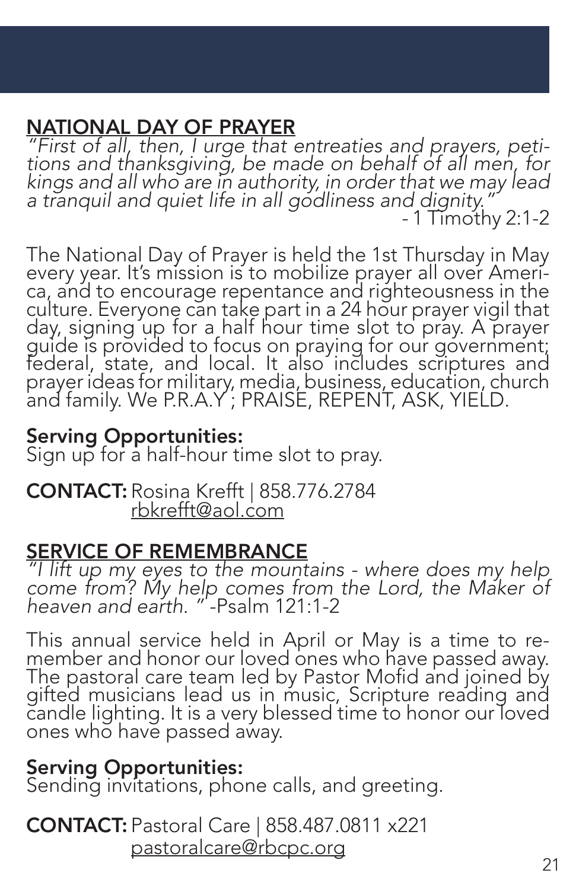## NATIONAL DAY OF PRAYER

*"First of all, then, I urge that entreaties and prayers, petitions and thanksgiving, be made on behalf of all men, for kings and all who are in authority, in order that we may lead a tranquil and quiet life in all godliness and dignity."*

- 1 Timothy 2:1-2

The National Day of Prayer is held the 1st Thursday in May every year. It's mission is to mobilize prayer all over America, and to encourage repentance and righteousness in the culture. Everyone can take part in a 24 hour prayer vigil that day, signing up for a half hour time slot to pray. A prayer guide is provided to focus on praying for our government; federal, state, and local. It also includes scriptures and prayer ideas for military, media, business, education, church and family. We P.R.A.Y ; PRAISE, REPENT, ASK, YIELD.

**Serving Opportunities:**
Sign up for a half-hour time slot to pray.

**CONTACT:** Rosina Krefft | 858.776.2784
rbkrefft@aol.com

## SERVICE OF REMEMBRANCE

*"I lift up my eyes to the mountains - where does my help come from? My help comes from the Lord, the Maker of heaven and earth. "* -Psalm 121:1-2

This annual service held in April or May is a time to remember and honor our loved ones who have passed away. The pastoral care team led by Pastor Mofid and joined by gifted musicians lead us in music, Scripture reading and candle lighting. It is a very blessed time to honor our loved ones who have passed away.

**Serving Opportunities:**
Sending invitations, phone calls, and greeting.

**CONTACT:** Pastoral Care | 858.487.0811 x221
pastoralcare@rbcpc.org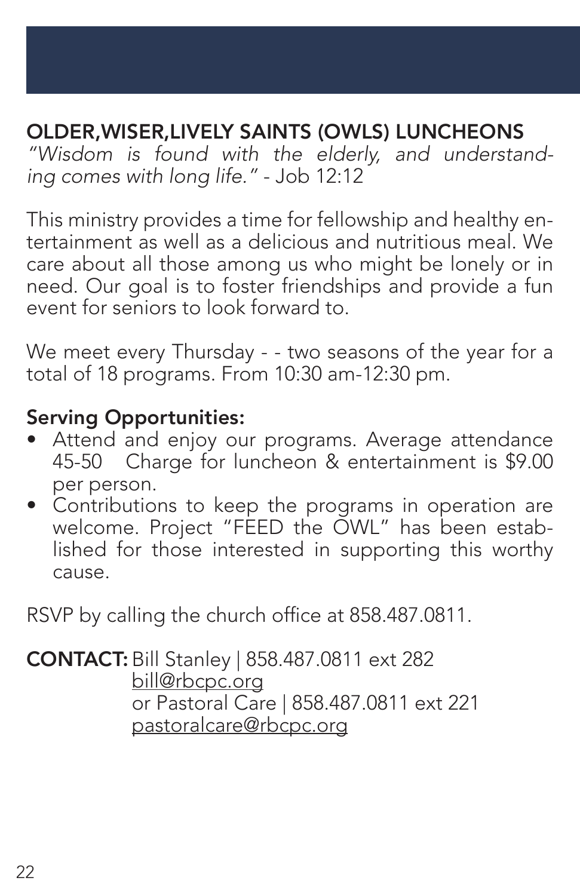## OLDER,WISER,LIVELY SAINTS (OWLS) LUNCHEONS

*"Wisdom is found with the elderly, and understanding comes with long life."* - Job 12:12

This ministry provides a time for fellowship and healthy entertainment as well as a delicious and nutritious meal. We care about all those among us who might be lonely or in need. Our goal is to foster friendships and provide a fun event for seniors to look forward to.

We meet every Thursday - - two seasons of the year for a total of 18 programs. From 10:30 am-12:30 pm.

**Serving Opportunities:**

- Attend and enjoy our programs. Average attendance 45-50 Charge for luncheon & entertainment is $9.00 per person.
- Contributions to keep the programs in operation are welcome. Project "FEED the OWL" has been established for those interested in supporting this worthy cause.

RSVP by calling the church office at 858.487.0811.

**CONTACT:** Bill Stanley | 858.487.0811 ext 282
bill@rbcpc.org
or Pastoral Care | 858.487.0811 ext 221
pastoralcare@rbcpc.org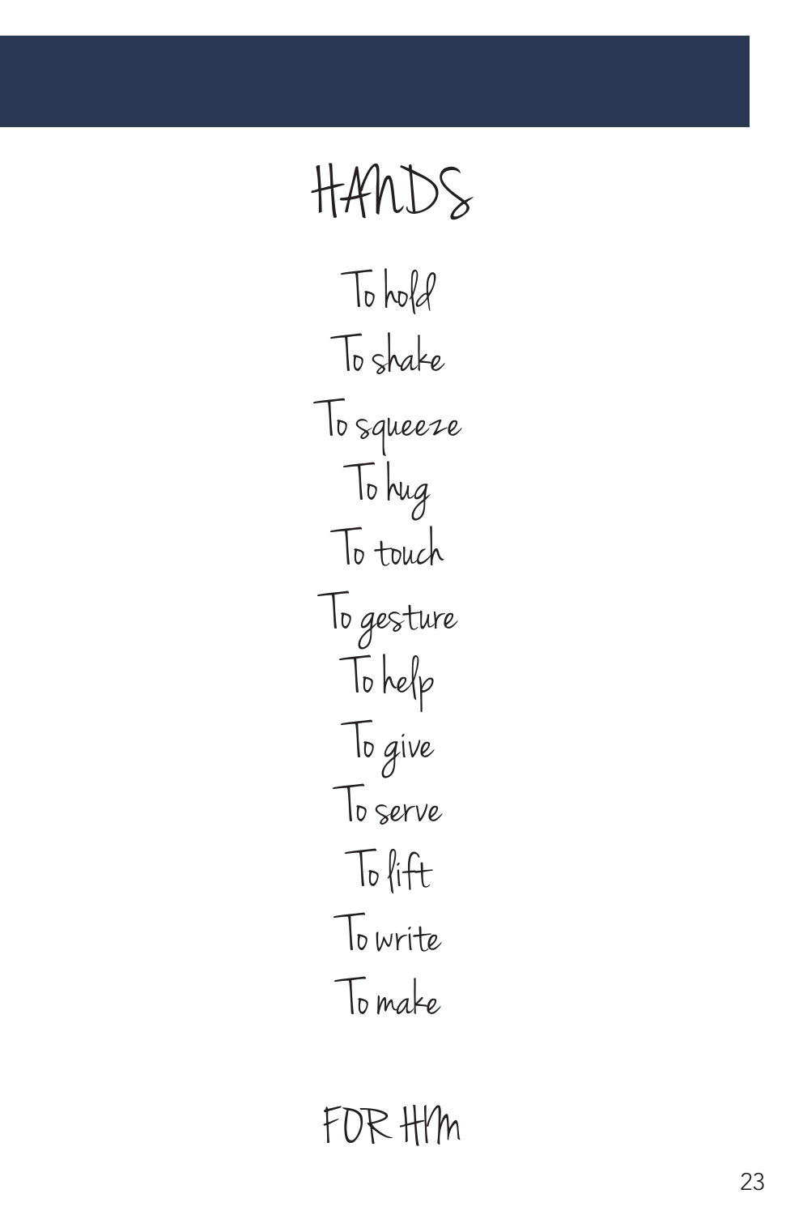# HANDS

To hold

To shake

To squeeze

To hug

To touch

To gesture

To help

To give

To serve

To lift

To write

To make

FOR HIM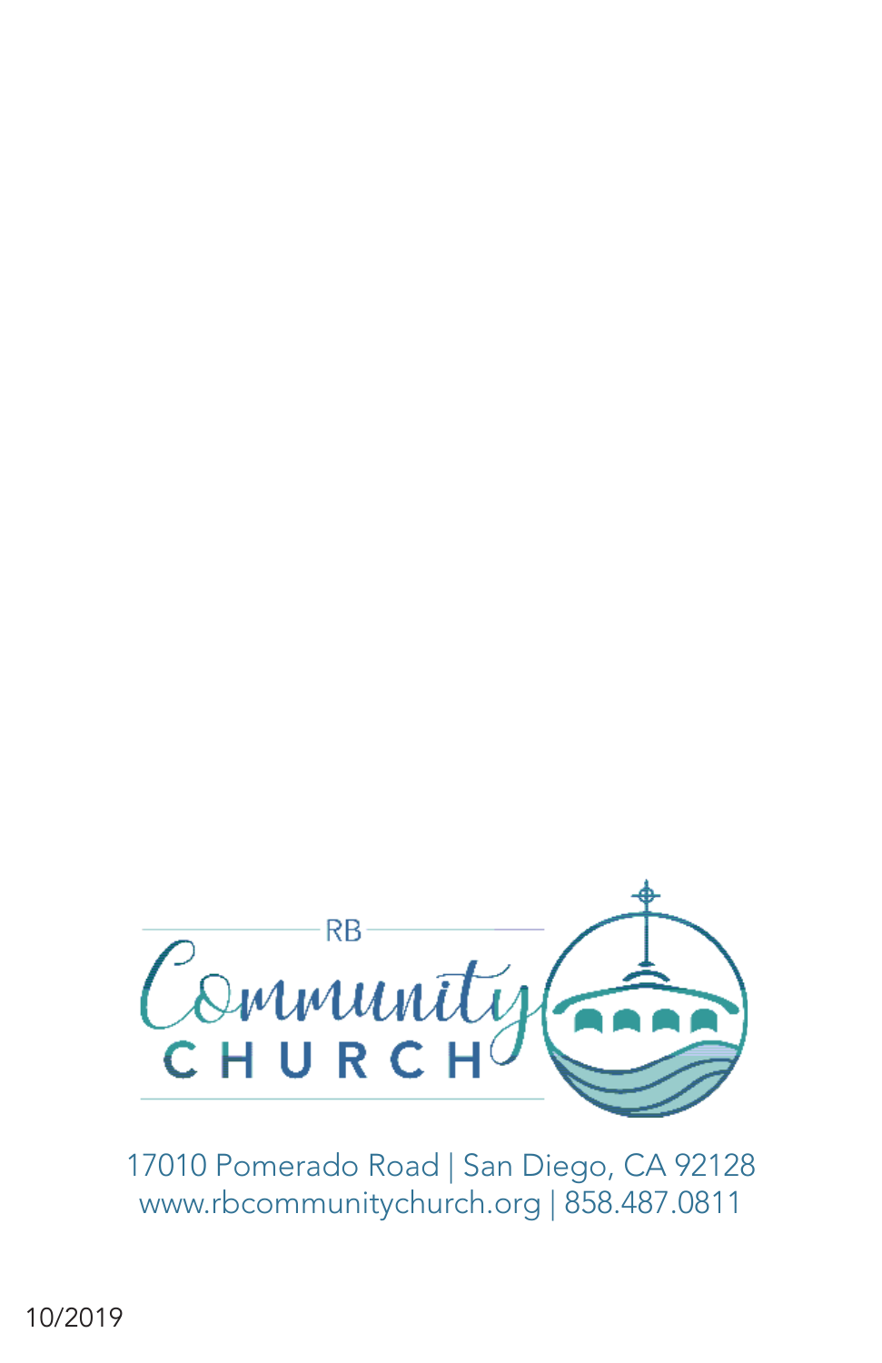RB

Community

CHURCH

17010 Pomerado Road | San Diego, CA 92128
www.rbcommunitychurch.org | 858.487.0811

10/2019